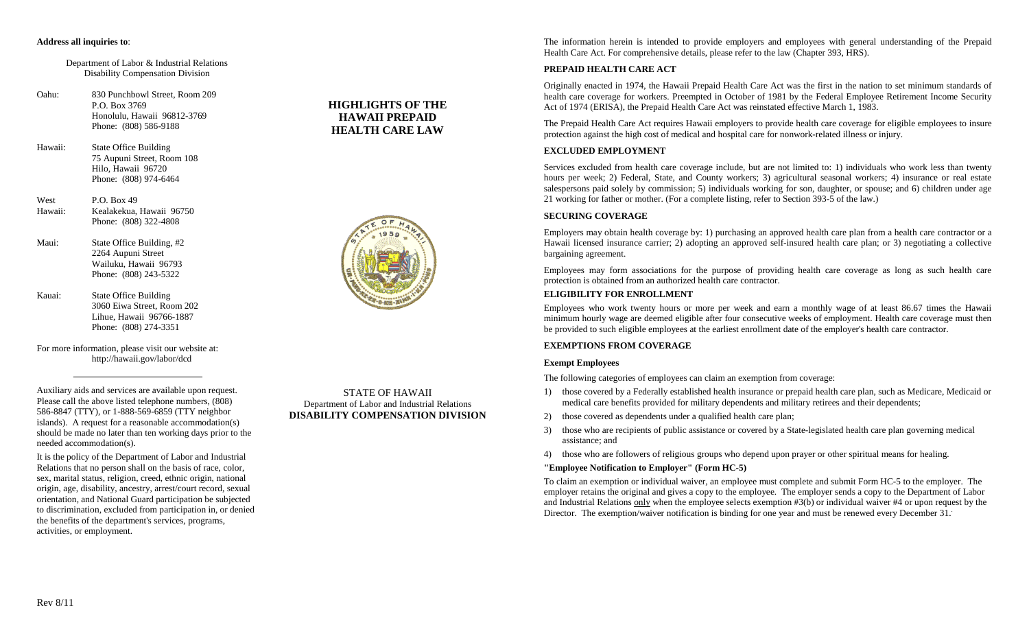**Address all inquiries to**:

Department of Labor & Industrial Relations
Disability Compensation Division

Oahu: 830 Punchbowl Street, Room 209
P.O. Box 3769
Honolulu, Hawaii 96812-3769
Phone: (808) 586-9188

Hawaii: State Office Building
75 Aupuni Street, Room 108
Hilo, Hawaii 96720
Phone: (808) 974-6464

West Hawaii: P.O. Box 49
Kealakekua, Hawaii 96750
Phone: (808) 322-4808

Maui: State Office Building, #2
2264 Aupuni Street
Wailuku, Hawaii 96793
Phone: (808) 243-5322

Kauai: State Office Building
3060 Eiwa Street, Room 202
Lihue, Hawaii 96766-1887
Phone: (808) 274-3351

For more information, please visit our website at:
http://hawaii.gov/labor/dcd

Auxiliary aids and services are available upon request. Please call the above listed telephone numbers, (808) 586-8847 (TTY), or 1-888-569-6859 (TTY neighbor islands). A request for a reasonable accommodation(s) should be made no later than ten working days prior to the needed accommodation(s).

It is the policy of the Department of Labor and Industrial Relations that no person shall on the basis of race, color, sex, marital status, religion, creed, ethnic origin, national origin, age, disability, ancestry, arrest/court record, sexual orientation, and National Guard participation be subjected to discrimination, excluded from participation in, or denied the benefits of the department's services, programs, activities, or employment.

Rev 8/11

# HIGHLIGHTS OF THE HAWAII PREPAID HEALTH CARE LAW

STATE OF HAWAII
Department of Labor and Industrial Relations
**DISABILITY COMPENSATION DIVISION**

The information herein is intended to provide employers and employees with general understanding of the Prepaid Health Care Act. For comprehensive details, please refer to the law (Chapter 393, HRS).

## PREPAID HEALTH CARE ACT

Originally enacted in 1974, the Hawaii Prepaid Health Care Act was the first in the nation to set minimum standards of health care coverage for workers. Preempted in October of 1981 by the Federal Employee Retirement Income Security Act of 1974 (ERISA), the Prepaid Health Care Act was reinstated effective March 1, 1983.

The Prepaid Health Care Act requires Hawaii employers to provide health care coverage for eligible employees to insure protection against the high cost of medical and hospital care for nonwork-related illness or injury.

## EXCLUDED EMPLOYMENT

Services excluded from health care coverage include, but are not limited to: 1) individuals who work less than twenty hours per week; 2) Federal, State, and County workers; 3) agricultural seasonal workers; 4) insurance or real estate salespersons paid solely by commission; 5) individuals working for son, daughter, or spouse; and 6) children under age 21 working for father or mother. (For a complete listing, refer to Section 393-5 of the law.)

## SECURING COVERAGE

Employers may obtain health coverage by: 1) purchasing an approved health care plan from a health care contractor or a Hawaii licensed insurance carrier; 2) adopting an approved self-insured health care plan; or 3) negotiating a collective bargaining agreement.

Employees may form associations for the purpose of providing health care coverage as long as such health care protection is obtained from an authorized health care contractor.

## ELIGIBILITY FOR ENROLLMENT

Employees who work twenty hours or more per week and earn a monthly wage of at least 86.67 times the Hawaii minimum hourly wage are deemed eligible after four consecutive weeks of employment. Health care coverage must then be provided to such eligible employees at the earliest enrollment date of the employer's health care contractor.

## EXEMPTIONS FROM COVERAGE

### Exempt Employees

The following categories of employees can claim an exemption from coverage:

1) those covered by a Federally established health insurance or prepaid health care plan, such as Medicare, Medicaid or medical care benefits provided for military dependents and military retirees and their dependents;
2) those covered as dependents under a qualified health care plan;
3) those who are recipients of public assistance or covered by a State-legislated health care plan governing medical assistance; and
4) those who are followers of religious groups who depend upon prayer or other spiritual means for healing.

### "Employee Notification to Employer" (Form HC-5)

To claim an exemption or individual waiver, an employee must complete and submit Form HC-5 to the employer. The employer retains the original and gives a copy to the employee. The employer sends a copy to the Department of Labor and Industrial Relations only when the employee selects exemption #3(b) or individual waiver #4 or upon request by the Director. The exemption/waiver notification is binding for one year and must be renewed every December 31.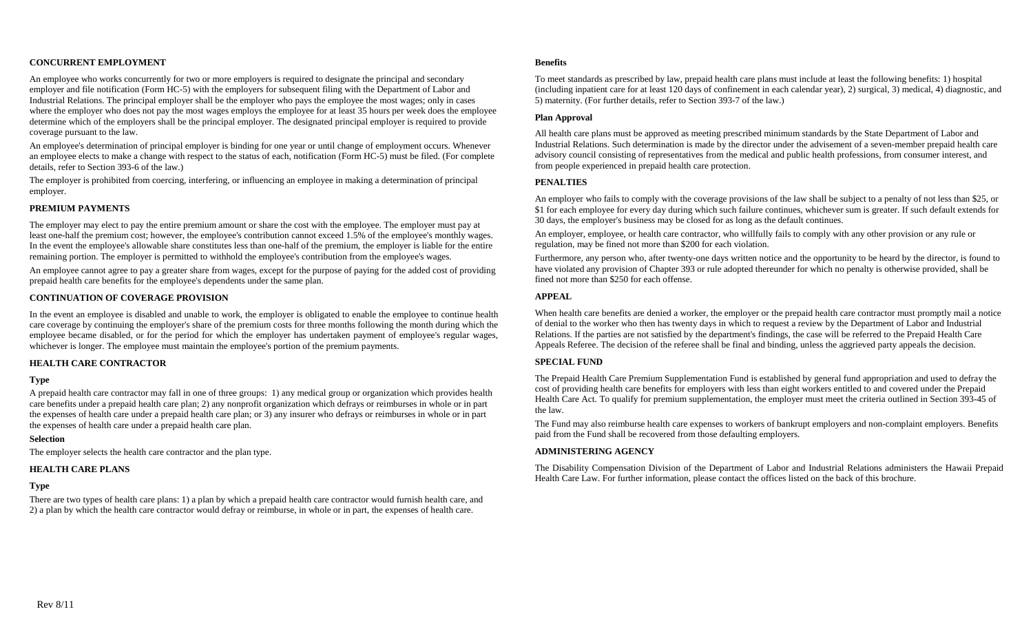## CONCURRENT EMPLOYMENT

An employee who works concurrently for two or more employers is required to designate the principal and secondary employer and file notification (Form HC-5) with the employers for subsequent filing with the Department of Labor and Industrial Relations. The principal employer shall be the employer who pays the employee the most wages; only in cases where the employer who does not pay the most wages employs the employee for at least 35 hours per week does the employee determine which of the employers shall be the principal employer. The designated principal employer is required to provide coverage pursuant to the law.

An employee's determination of principal employer is binding for one year or until change of employment occurs. Whenever an employee elects to make a change with respect to the status of each, notification (Form HC-5) must be filed. (For complete details, refer to Section 393-6 of the law.)

The employer is prohibited from coercing, interfering, or influencing an employee in making a determination of principal employer.

## PREMIUM PAYMENTS

The employer may elect to pay the entire premium amount or share the cost with the employee. The employer must pay at least one-half the premium cost; however, the employee's contribution cannot exceed 1.5% of the employee's monthly wages. In the event the employee's allowable share constitutes less than one-half of the premium, the employer is liable for the entire remaining portion. The employer is permitted to withhold the employee's contribution from the employee's wages.

An employee cannot agree to pay a greater share from wages, except for the purpose of paying for the added cost of providing prepaid health care benefits for the employee's dependents under the same plan.

## CONTINUATION OF COVERAGE PROVISION

In the event an employee is disabled and unable to work, the employer is obligated to enable the employee to continue health care coverage by continuing the employer's share of the premium costs for three months following the month during which the employee became disabled, or for the period for which the employer has undertaken payment of employee's regular wages, whichever is longer. The employee must maintain the employee's portion of the premium payments.

## HEALTH CARE CONTRACTOR

### Type

A prepaid health care contractor may fall in one of three groups: 1) any medical group or organization which provides health care benefits under a prepaid health care plan; 2) any nonprofit organization which defrays or reimburses in whole or in part the expenses of health care under a prepaid health care plan; or 3) any insurer who defrays or reimburses in whole or in part the expenses of health care under a prepaid health care plan.

### Selection

The employer selects the health care contractor and the plan type.

## HEALTH CARE PLANS

### Type

There are two types of health care plans: 1) a plan by which a prepaid health care contractor would furnish health care, and 2) a plan by which the health care contractor would defray or reimburse, in whole or in part, the expenses of health care.

### Benefits

To meet standards as prescribed by law, prepaid health care plans must include at least the following benefits: 1) hospital (including inpatient care for at least 120 days of confinement in each calendar year), 2) surgical, 3) medical, 4) diagnostic, and 5) maternity. (For further details, refer to Section 393-7 of the law.)

### Plan Approval

All health care plans must be approved as meeting prescribed minimum standards by the State Department of Labor and Industrial Relations. Such determination is made by the director under the advisement of a seven-member prepaid health care advisory council consisting of representatives from the medical and public health professions, from consumer interest, and from people experienced in prepaid health care protection.

## PENALTIES

An employer who fails to comply with the coverage provisions of the law shall be subject to a penalty of not less than $25, or $1 for each employee for every day during which such failure continues, whichever sum is greater. If such default extends for 30 days, the employer's business may be closed for as long as the default continues.

An employer, employee, or health care contractor, who willfully fails to comply with any other provision or any rule or regulation, may be fined not more than $200 for each violation.

Furthermore, any person who, after twenty-one days written notice and the opportunity to be heard by the director, is found to have violated any provision of Chapter 393 or rule adopted thereunder for which no penalty is otherwise provided, shall be fined not more than $250 for each offense.

## APPEAL

When health care benefits are denied a worker, the employer or the prepaid health care contractor must promptly mail a notice of denial to the worker who then has twenty days in which to request a review by the Department of Labor and Industrial Relations. If the parties are not satisfied by the department's findings, the case will be referred to the Prepaid Health Care Appeals Referee. The decision of the referee shall be final and binding, unless the aggrieved party appeals the decision.

## SPECIAL FUND

The Prepaid Health Care Premium Supplementation Fund is established by general fund appropriation and used to defray the cost of providing health care benefits for employers with less than eight workers entitled to and covered under the Prepaid Health Care Act. To qualify for premium supplementation, the employer must meet the criteria outlined in Section 393-45 of the law.

The Fund may also reimburse health care expenses to workers of bankrupt employers and non-complaint employers. Benefits paid from the Fund shall be recovered from those defaulting employers.

## ADMINISTERING AGENCY

The Disability Compensation Division of the Department of Labor and Industrial Relations administers the Hawaii Prepaid Health Care Law. For further information, please contact the offices listed on the back of this brochure.

Rev 8/11